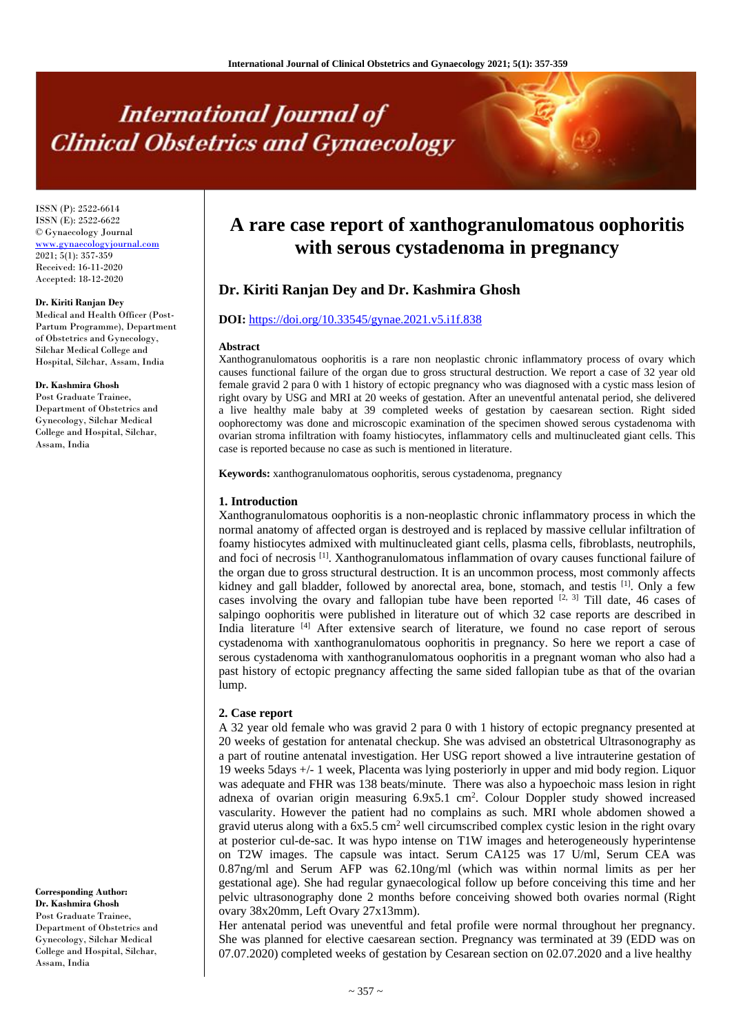# International Journal of Clinical Obstetrics and Gynaecology

ISSN (P): 2522-6614
ISSN (E): 2522-6622
© Gynaecology Journal
www.gynaecologyjournal.com
2021; 5(1): 357-359
Received: 16-11-2020
Accepted: 18-12-2020

**Dr. Kiriti Ranjan Dey**
Medical and Health Officer (Post-Partum Programme), Department of Obstetrics and Gynecology, Silchar Medical College and Hospital, Silchar, Assam, India

**Dr. Kashmira Ghosh**
Post Graduate Trainee, Department of Obstetrics and Gynecology, Silchar Medical College and Hospital, Silchar, Assam, India

**Corresponding Author:**
**Dr. Kashmira Ghosh**
Post Graduate Trainee, Department of Obstetrics and Gynecology, Silchar Medical College and Hospital, Silchar, Assam, India

# A rare case report of xanthogranulomatous oophoritis with serous cystadenoma in pregnancy

## Dr. Kiriti Ranjan Dey and Dr. Kashmira Ghosh

**DOI:** https://doi.org/10.33545/gynae.2021.v5.i1f.838

### Abstract

Xanthogranulomatous oophoritis is a rare non neoplastic chronic inflammatory process of ovary which causes functional failure of the organ due to gross structural destruction. We report a case of 32 year old female gravid 2 para 0 with 1 history of ectopic pregnancy who was diagnosed with a cystic mass lesion of right ovary by USG and MRI at 20 weeks of gestation. After an uneventful antenatal period, she delivered a live healthy male baby at 39 completed weeks of gestation by caesarean section. Right sided oophorectomy was done and microscopic examination of the specimen showed serous cystadenoma with ovarian stroma infiltration with foamy histiocytes, inflammatory cells and multinucleated giant cells. This case is reported because no case as such is mentioned in literature.

**Keywords:** xanthogranulomatous oophoritis, serous cystadenoma, pregnancy

### 1. Introduction

Xanthogranulomatous oophoritis is a non-neoplastic chronic inflammatory process in which the normal anatomy of affected organ is destroyed and is replaced by massive cellular infiltration of foamy histiocytes admixed with multinucleated giant cells, plasma cells, fibroblasts, neutrophils, and foci of necrosis [1]. Xanthogranulomatous inflammation of ovary causes functional failure of the organ due to gross structural destruction. It is an uncommon process, most commonly affects kidney and gall bladder, followed by anorectal area, bone, stomach, and testis [1]. Only a few cases involving the ovary and fallopian tube have been reported [2, 3] Till date, 46 cases of salpingo oophoritis were published in literature out of which 32 case reports are described in India literature [4] After extensive search of literature, we found no case report of serous cystadenoma with xanthogranulomatous oophoritis in pregnancy. So here we report a case of serous cystadenoma with xanthogranulomatous oophoritis in a pregnant woman who also had a past history of ectopic pregnancy affecting the same sided fallopian tube as that of the ovarian lump.

### 2. Case report

A 32 year old female who was gravid 2 para 0 with 1 history of ectopic pregnancy presented at 20 weeks of gestation for antenatal checkup. She was advised an obstetrical Ultrasonography as a part of routine antenatal investigation. Her USG report showed a live intrauterine gestation of 19 weeks 5days +/- 1 week, Placenta was lying posteriorly in upper and mid body region. Liquor was adequate and FHR was 138 beats/minute. There was also a hypoechoic mass lesion in right adnexa of ovarian origin measuring 6.9x5.1 $cm^2$. Colour Doppler study showed increased vascularity. However the patient had no complains as such. MRI whole abdomen showed a gravid uterus along with a 6x5.5 $cm^2$ well circumscribed complex cystic lesion in the right ovary at posterior cul-de-sac. It was hypo intense on T1W images and heterogeneously hyperintense on T2W images. The capsule was intact. Serum CA125 was 17 U/ml, Serum CEA was 0.87ng/ml and Serum AFP was 62.10ng/ml (which was within normal limits as per her gestational age). She had regular gynaecological follow up before conceiving this time and her pelvic ultrasonography done 2 months before conceiving showed both ovaries normal (Right ovary 38x20mm, Left Ovary 27x13mm).

Her antenatal period was uneventful and fetal profile were normal throughout her pregnancy. She was planned for elective caesarean section. Pregnancy was terminated at 39 (EDD was on 07.07.2020) completed weeks of gestation by Cesarean section on 02.07.2020 and a live healthy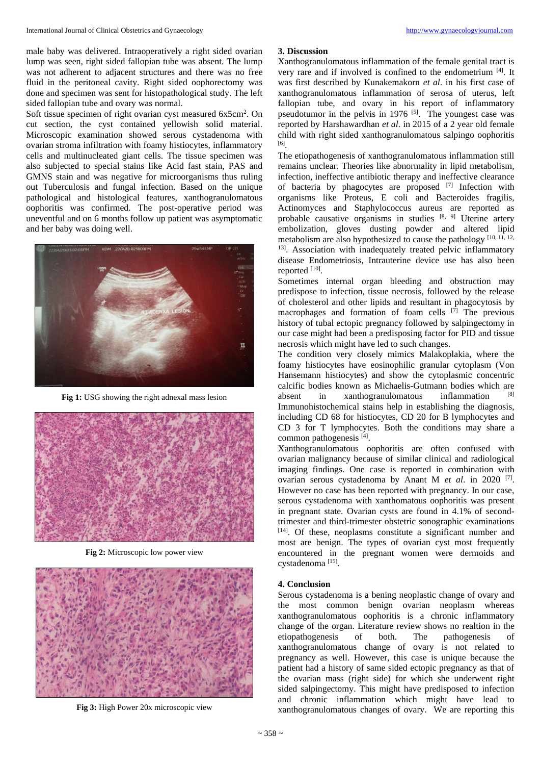male baby was delivered. Intraoperatively a right sided ovarian lump was seen, right sided fallopian tube was absent. The lump was not adherent to adjacent structures and there was no free fluid in the peritoneal cavity. Right sided oophorectomy was done and specimen was sent for histopathological study. The left sided fallopian tube and ovary was normal.

Soft tissue specimen of right ovarian cyst measured 6x5cm$^2$. On cut section, the cyst contained yellowish solid material. Microscopic examination showed serous cystadenoma with ovarian stroma infiltration with foamy histiocytes, inflammatory cells and multinucleated giant cells. The tissue specimen was also subjected to special stains like Acid fast stain, PAS and GMNS stain and was negative for microorganisms thus ruling out Tuberculosis and fungal infection. Based on the unique pathological and histological features, xanthogranulomatous oophoritis was confirmed. The post-operative period was uneventful and on 6 months follow up patient was asymptomatic and her baby was doing well.

**Fig 1:** USG showing the right adnexal mass lesion

**Fig 2:** Microscopic low power view

**Fig 3:** High Power 20x microscopic view

## 3. Discussion

Xanthogranulomatous inflammation of the female genital tract is very rare and if involved is confined to the endometrium [4]. It was first described by Kunakemakorn *et al*. in his first case of xanthogranulomatous inflammation of serosa of uterus, left fallopian tube, and ovary in his report of inflammatory pseudotumor in the pelvis in 1976 [5]. The youngest case was reported by Harshawardhan *et al*. in 2015 of a 2 year old female child with right sided xanthogranulomatous salpingo oophoritis [6].

The etiopathogenesis of xanthogranulomatous inflammation still remains unclear. Theories like abnormality in lipid metabolism, infection, ineffective antibiotic therapy and ineffective clearance of bacteria by phagocytes are proposed [7] Infection with organisms like Proteus, E coli and Bacteroides fragilis, Actinomyces and Staphylococcus aureus are reported as probable causative organisms in studies [8, 9] Uterine artery embolization, gloves dusting powder and altered lipid metabolism are also hypothesized to cause the pathology [10, 11, 12, 13]. Association with inadequately treated pelvic inflammatory disease Endometriosis, Intrauterine device use has also been reported [10].

Sometimes internal organ bleeding and obstruction may predispose to infection, tissue necrosis, followed by the release of cholesterol and other lipids and resultant in phagocytosis by macrophages and formation of foam cells [7] The previous history of tubal ectopic pregnancy followed by salpingectomy in our case might had been a predisposing factor for PID and tissue necrosis which might have led to such changes.

The condition very closely mimics Malakoplakia, where the foamy histiocytes have eosinophilic granular cytoplasm (Von Hansemann histiocytes) and show the cytoplasmic concentric calcific bodies known as Michaelis-Gutmann bodies which are absent in xanthogranulomatous inflammation [8] Immunohistochemical stains help in establishing the diagnosis, including CD 68 for histiocytes, CD 20 for B lymphocytes and CD 3 for T lymphocytes. Both the conditions may share a common pathogenesis [4].

Xanthogranulomatous oophoritis are often confused with ovarian malignancy because of similar clinical and radiological imaging findings. One case is reported in combination with ovarian serous cystadenoma by Anant M *et al*. in 2020 [7]. However no case has been reported with pregnancy. In our case, serous cystadenoma with xanthomatous oophoritis was present in pregnant state. Ovarian cysts are found in 4.1% of second-trimester and third-trimester obstetric sonographic examinations [14]. Of these, neoplasms constitute a significant number and most are benign. The types of ovarian cyst most frequently encountered in the pregnant women were dermoids and cystadenoma [15].

## 4. Conclusion

Serous cystadenoma is a bening neoplastic change of ovary and the most common benign ovarian neoplasm whereas xanthogranulomatous oophoritis is a chronic inflammatory change of the organ. Literature review shows no realtion in the etiopathogenesis of both. The pathogenesis of xanthogranulomatous change of ovary is not related to pregnancy as well. However, this case is unique because the patient had a history of same sided ectopic pregnancy as that of the ovarian mass (right side) for which she underwent right sided salpingectomy. This might have predisposed to infection and chronic inflammation which might have lead to xanthogranulomatous changes of ovary. We are reporting this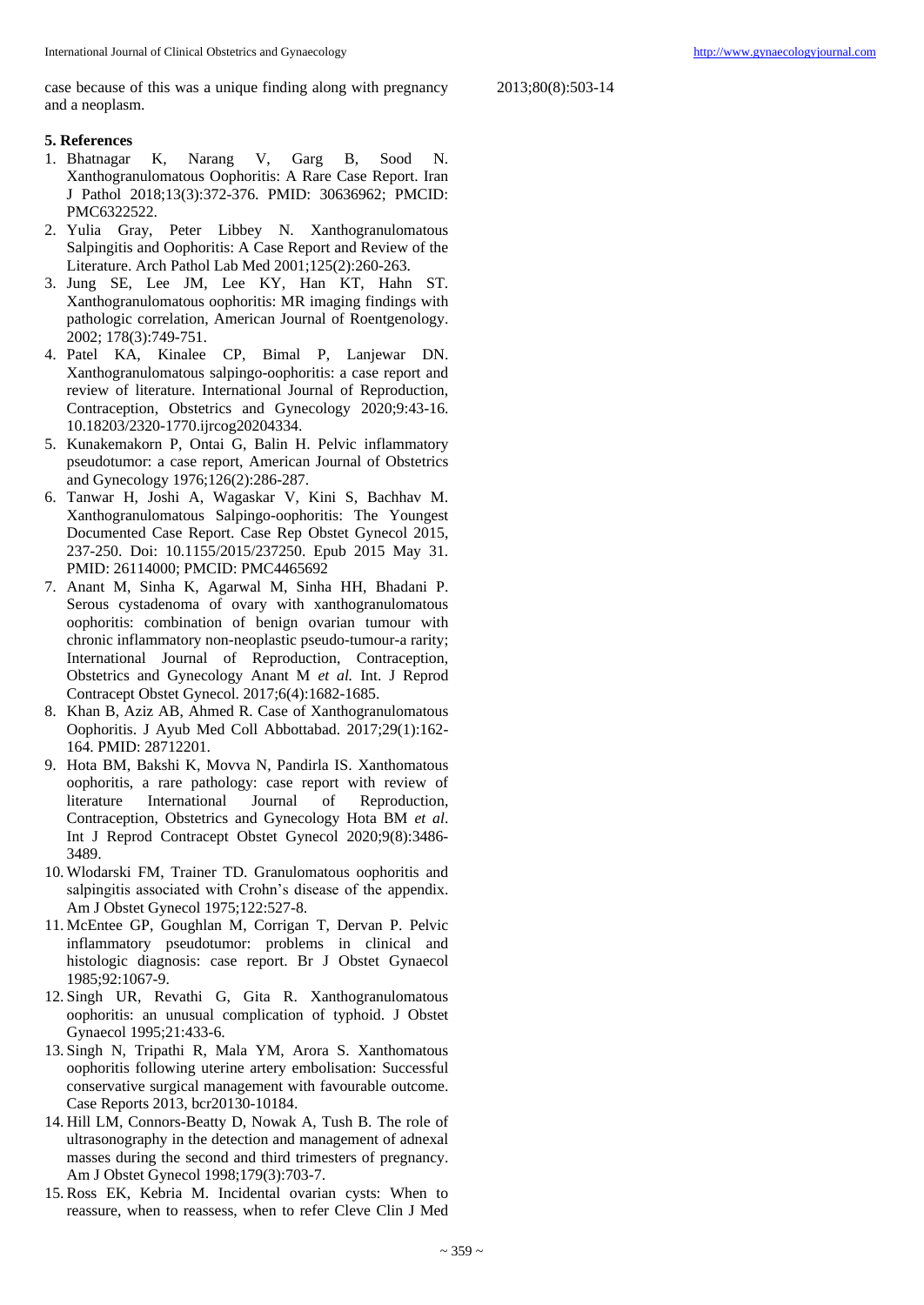case because of this was a unique finding along with pregnancy and a neoplasm.

## 5. References

1. Bhatnagar K, Narang V, Garg B, Sood N. Xanthogranulomatous Oophoritis: A Rare Case Report. Iran J Pathol 2018;13(3):372-376. PMID: 30636962; PMCID: PMC6322522.
2. Yulia Gray, Peter Libbey N. Xanthogranulomatous Salpingitis and Oophoritis: A Case Report and Review of the Literature. Arch Pathol Lab Med 2001;125(2):260-263.
3. Jung SE, Lee JM, Lee KY, Han KT, Hahn ST. Xanthogranulomatous oophoritis: MR imaging findings with pathologic correlation, American Journal of Roentgenology. 2002; 178(3):749-751.
4. Patel KA, Kinalee CP, Bimal P, Lanjewar DN. Xanthogranulomatous salpingo-oophoritis: a case report and review of literature. International Journal of Reproduction, Contraception, Obstetrics and Gynecology 2020;9:43-16. 10.18203/2320-1770.ijrcog20204334.
5. Kunakemakorn P, Ontai G, Balin H. Pelvic inflammatory pseudotumor: a case report, American Journal of Obstetrics and Gynecology 1976;126(2):286-287.
6. Tanwar H, Joshi A, Wagaskar V, Kini S, Bachhav M. Xanthogranulomatous Salpingo-oophoritis: The Youngest Documented Case Report. Case Rep Obstet Gynecol 2015, 237-250. Doi: 10.1155/2015/237250. Epub 2015 May 31. PMID: 26114000; PMCID: PMC4465692
7. Anant M, Sinha K, Agarwal M, Sinha HH, Bhadani P. Serous cystadenoma of ovary with xanthogranulomatous oophoritis: combination of benign ovarian tumour with chronic inflammatory non-neoplastic pseudo-tumour-a rarity; International Journal of Reproduction, Contraception, Obstetrics and Gynecology Anant M *et al.* Int. J Reprod Contracept Obstet Gynecol. 2017;6(4):1682-1685.
8. Khan B, Aziz AB, Ahmed R. Case of Xanthogranulomatous Oophoritis. J Ayub Med Coll Abbottabad. 2017;29(1):162-164. PMID: 28712201.
9. Hota BM, Bakshi K, Movva N, Pandirla IS. Xanthomatous oophoritis, a rare pathology: case report with review of literature International Journal of Reproduction, Contraception, Obstetrics and Gynecology Hota BM *et al*. Int J Reprod Contracept Obstet Gynecol 2020;9(8):3486-3489.
10. Wlodarski FM, Trainer TD. Granulomatous oophoritis and salpingitis associated with Crohn's disease of the appendix. Am J Obstet Gynecol 1975;122:527-8.
11. McEntee GP, Goughlan M, Corrigan T, Dervan P. Pelvic inflammatory pseudotumor: problems in clinical and histologic diagnosis: case report. Br J Obstet Gynaecol 1985;92:1067-9.
12. Singh UR, Revathi G, Gita R. Xanthogranulomatous oophoritis: an unusual complication of typhoid. J Obstet Gynaecol 1995;21:433-6.
13. Singh N, Tripathi R, Mala YM, Arora S. Xanthomatous oophoritis following uterine artery embolisation: Successful conservative surgical management with favourable outcome. Case Reports 2013, bcr20130-10184.
14. Hill LM, Connors-Beatty D, Nowak A, Tush B. The role of ultrasonography in the detection and management of adnexal masses during the second and third trimesters of pregnancy. Am J Obstet Gynecol 1998;179(3):703-7.
15. Ross EK, Kebria M. Incidental ovarian cysts: When to reassure, when to reassess, when to refer Cleve Clin J Med 2013;80(8):503-14